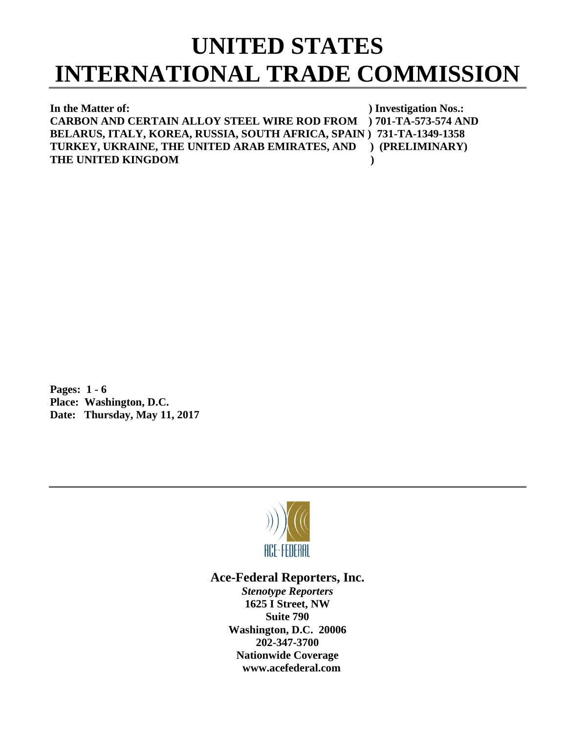# UNITED STATES INTERNATIONAL TRADE COMMISSION

**In the Matter of:** ) **Investigation Nos.:**
**CARBON AND CERTAIN ALLOY STEEL WIRE ROD FROM** ) **701-TA-573-574 AND**
**BELARUS, ITALY, KOREA, RUSSIA, SOUTH AFRICA, SPAIN** ) **731-TA-1349-1358**
**TURKEY, UKRAINE, THE UNITED ARAB EMIRATES, AND** ) **(PRELIMINARY)**
**THE UNITED KINGDOM** )

**Pages:** **1 - 6**
**Place:** **Washington, D.C.**
**Date:** **Thursday, May 11, 2017**

ACE·FEDERAL

**Ace-Federal Reporters, Inc.**

***Stenotype Reporters***
**1625 I Street, NW**
**Suite 790**
**Washington, D.C. 20006**
**202-347-3700**
**Nationwide Coverage**
**www.acefederal.com**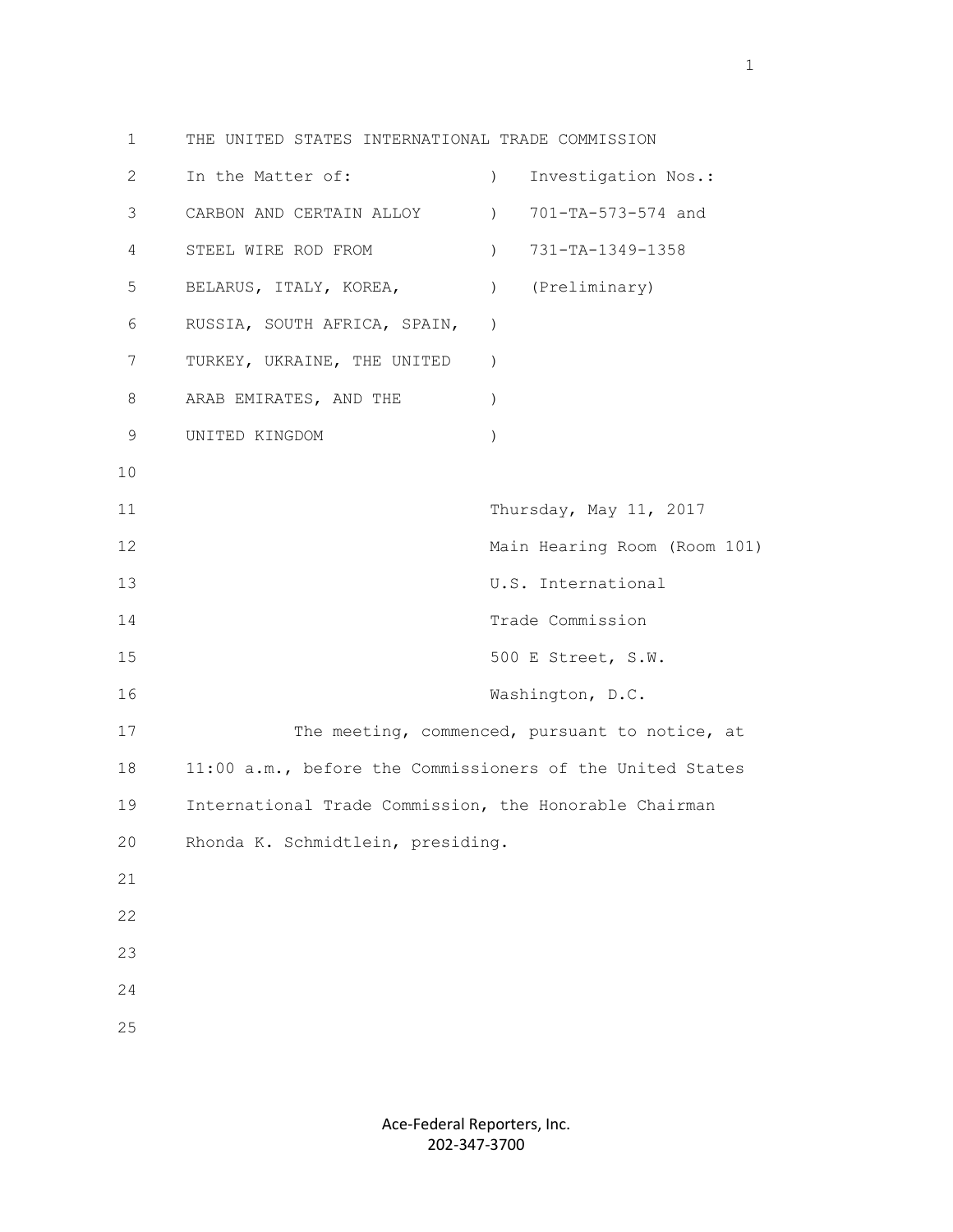THE UNITED STATES INTERNATIONAL TRADE COMMISSION

| In the Matter of: | ) | Investigation Nos.: |
|---|---|---|
| CARBON AND CERTAIN ALLOY | ) | 701-TA-573-574 and |
| STEEL WIRE ROD FROM | ) | 731-TA-1349-1358 |
| BELARUS, ITALY, KOREA, | ) | (Preliminary) |
| RUSSIA, SOUTH AFRICA, SPAIN, | ) | |
| TURKEY, UKRAINE, THE UNITED | ) | |
| ARAB EMIRATES, AND THE | ) | |
| UNITED KINGDOM | ) | |

Thursday, May 11, 2017
Main Hearing Room (Room 101)
U.S. International
Trade Commission
500 E Street, S.W.
Washington, D.C.

The meeting, commenced, pursuant to notice, at 11:00 a.m., before the Commissioners of the United States International Trade Commission, the Honorable Chairman Rhonda K. Schmidtlein, presiding.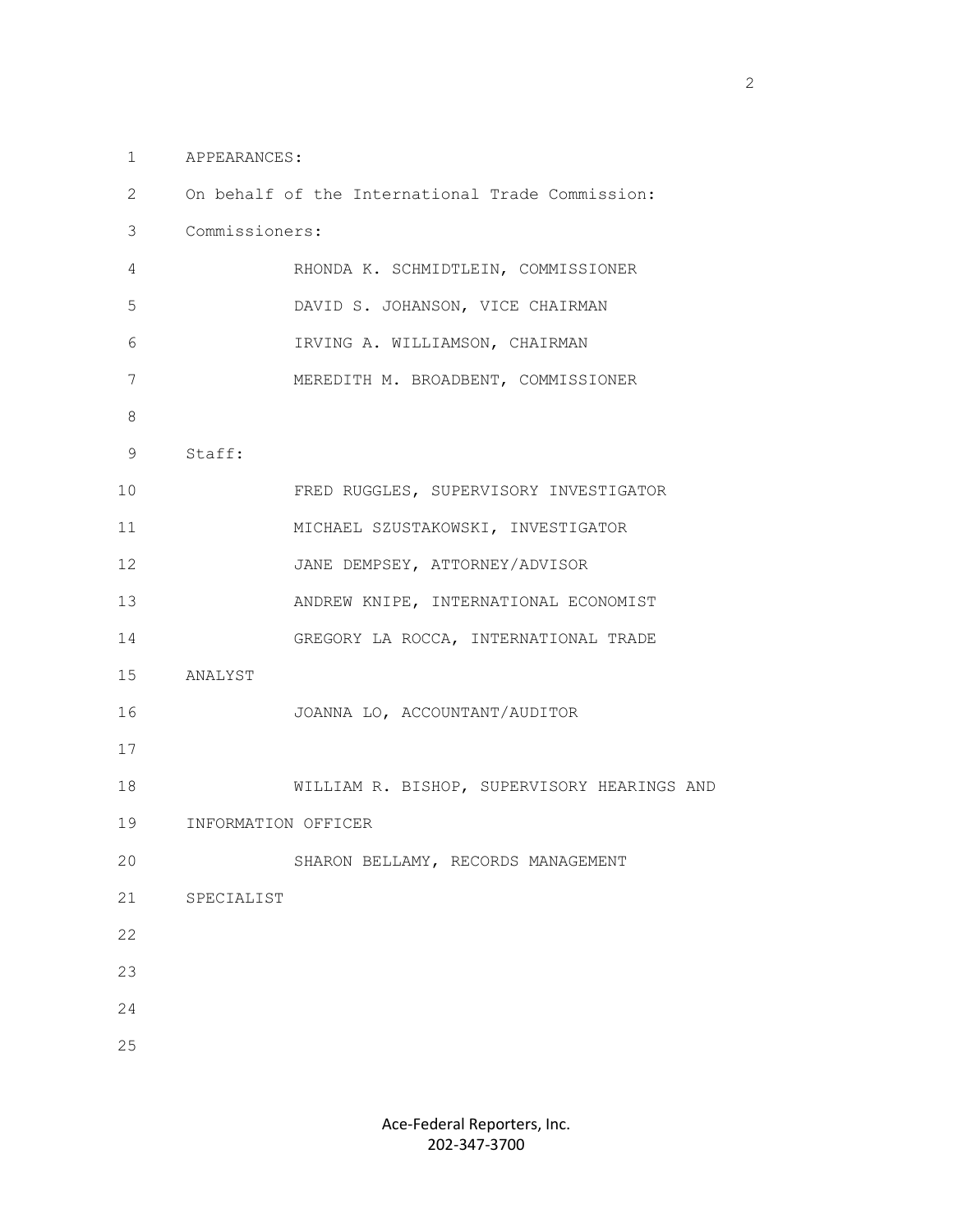APPEARANCES:

On behalf of the International Trade Commission:

Commissioners:

RHONDA K. SCHMIDTLEIN, COMMISSIONER

DAVID S. JOHANSON, VICE CHAIRMAN

IRVING A. WILLIAMSON, CHAIRMAN

MEREDITH M. BROADBENT, COMMISSIONER

Staff:

FRED RUGGLES, SUPERVISORY INVESTIGATOR

MICHAEL SZUSTAKOWSKI, INVESTIGATOR

JANE DEMPSEY, ATTORNEY/ADVISOR

ANDREW KNIPE, INTERNATIONAL ECONOMIST

GREGORY LA ROCCA, INTERNATIONAL TRADE ANALYST

JOANNA LO, ACCOUNTANT/AUDITOR

WILLIAM R. BISHOP, SUPERVISORY HEARINGS AND INFORMATION OFFICER

SHARON BELLAMY, RECORDS MANAGEMENT SPECIALIST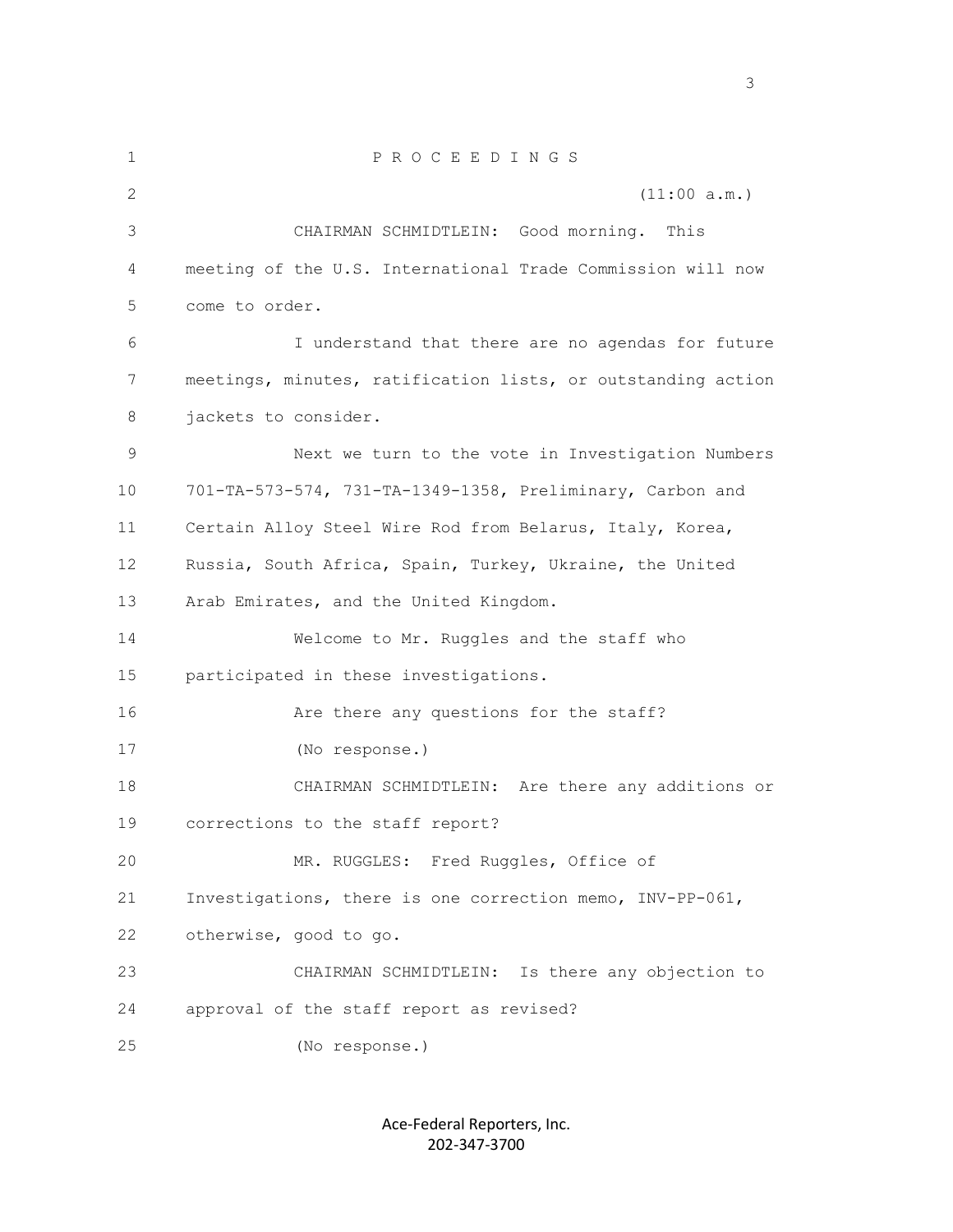P R O C E E D I N G S

(11:00 a.m.)

CHAIRMAN SCHMIDTLEIN: Good morning. This meeting of the U.S. International Trade Commission will now come to order.

I understand that there are no agendas for future meetings, minutes, ratification lists, or outstanding action jackets to consider.

Next we turn to the vote in Investigation Numbers 701-TA-573-574, 731-TA-1349-1358, Preliminary, Carbon and Certain Alloy Steel Wire Rod from Belarus, Italy, Korea, Russia, South Africa, Spain, Turkey, Ukraine, the United Arab Emirates, and the United Kingdom.

Welcome to Mr. Ruggles and the staff who participated in these investigations.

Are there any questions for the staff?

(No response.)

CHAIRMAN SCHMIDTLEIN: Are there any additions or corrections to the staff report?

MR. RUGGLES: Fred Ruggles, Office of Investigations, there is one correction memo, INV-PP-061, otherwise, good to go.

CHAIRMAN SCHMIDTLEIN: Is there any objection to approval of the staff report as revised?

(No response.)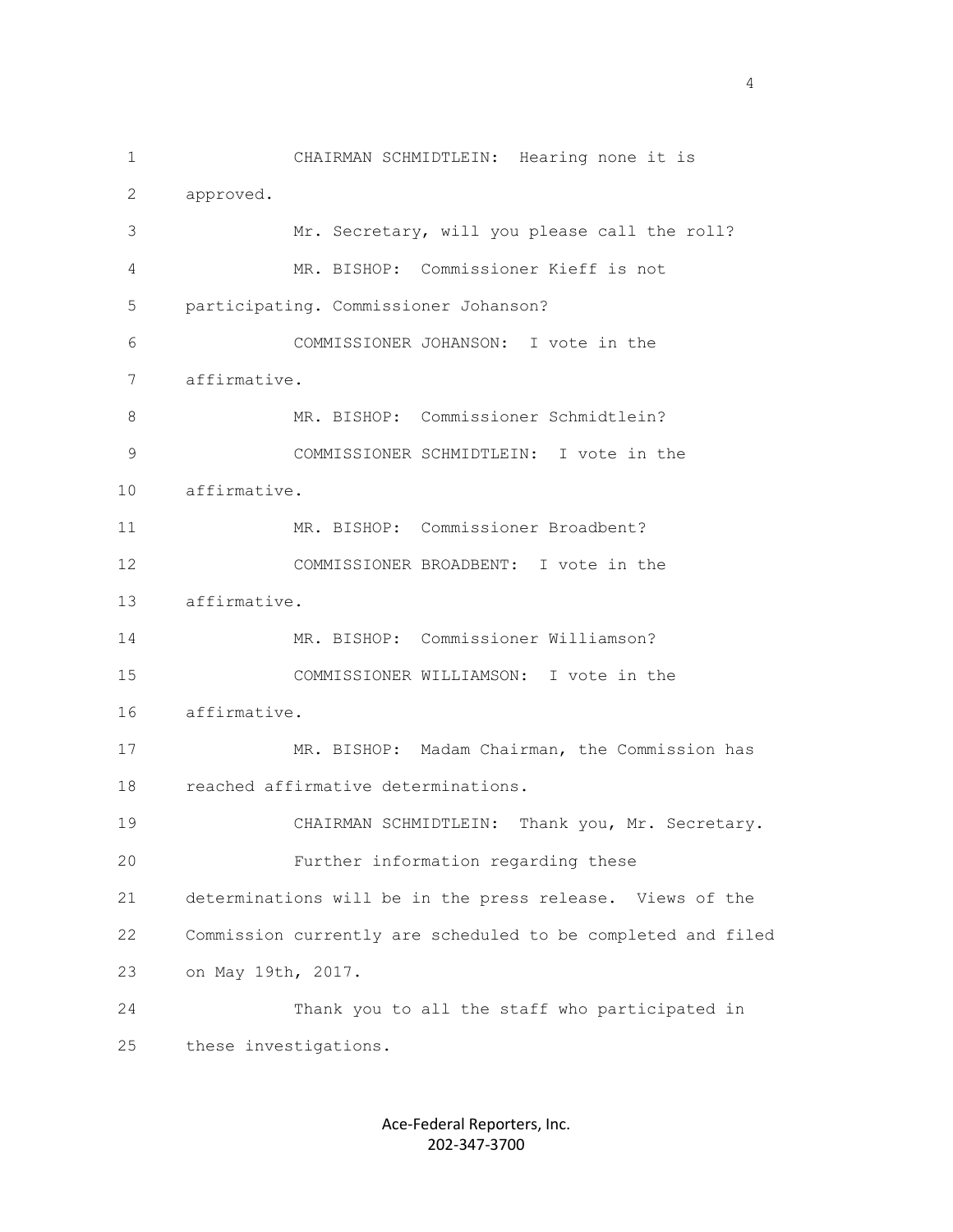CHAIRMAN SCHMIDTLEIN: Hearing none it is approved.

Mr. Secretary, will you please call the roll?

MR. BISHOP: Commissioner Kieff is not participating. Commissioner Johanson?

COMMISSIONER JOHANSON: I vote in the affirmative.

MR. BISHOP: Commissioner Schmidtlein?

COMMISSIONER SCHMIDTLEIN: I vote in the affirmative.

MR. BISHOP: Commissioner Broadbent?

COMMISSIONER BROADBENT: I vote in the affirmative.

MR. BISHOP: Commissioner Williamson?

COMMISSIONER WILLIAMSON: I vote in the affirmative.

MR. BISHOP: Madam Chairman, the Commission has reached affirmative determinations.

CHAIRMAN SCHMIDTLEIN: Thank you, Mr. Secretary.

Further information regarding these determinations will be in the press release. Views of the Commission currently are scheduled to be completed and filed on May 19th, 2017.

Thank you to all the staff who participated in these investigations.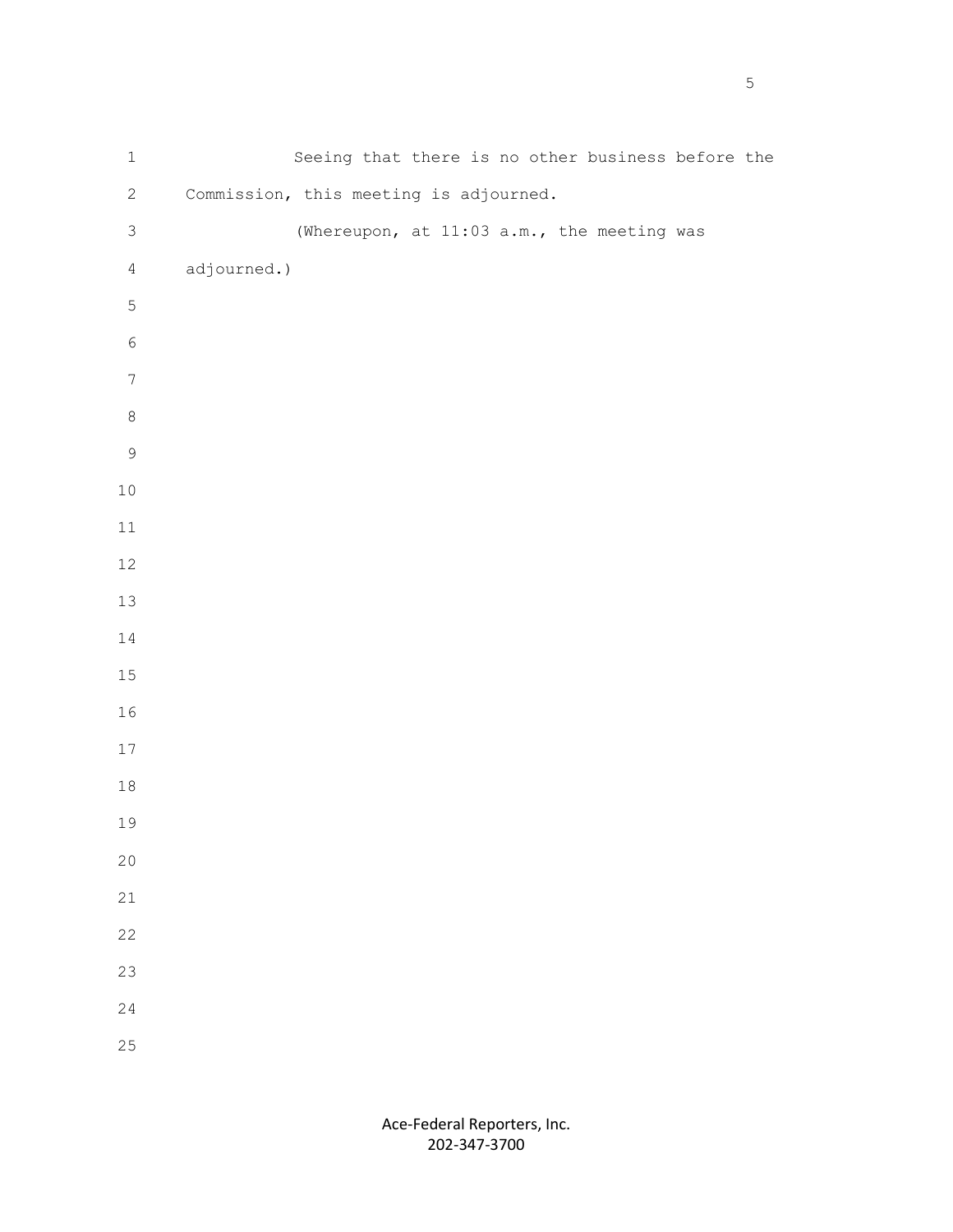Seeing that there is no other business before the Commission, this meeting is adjourned.

(Whereupon, at 11:03 a.m., the meeting was adjourned.)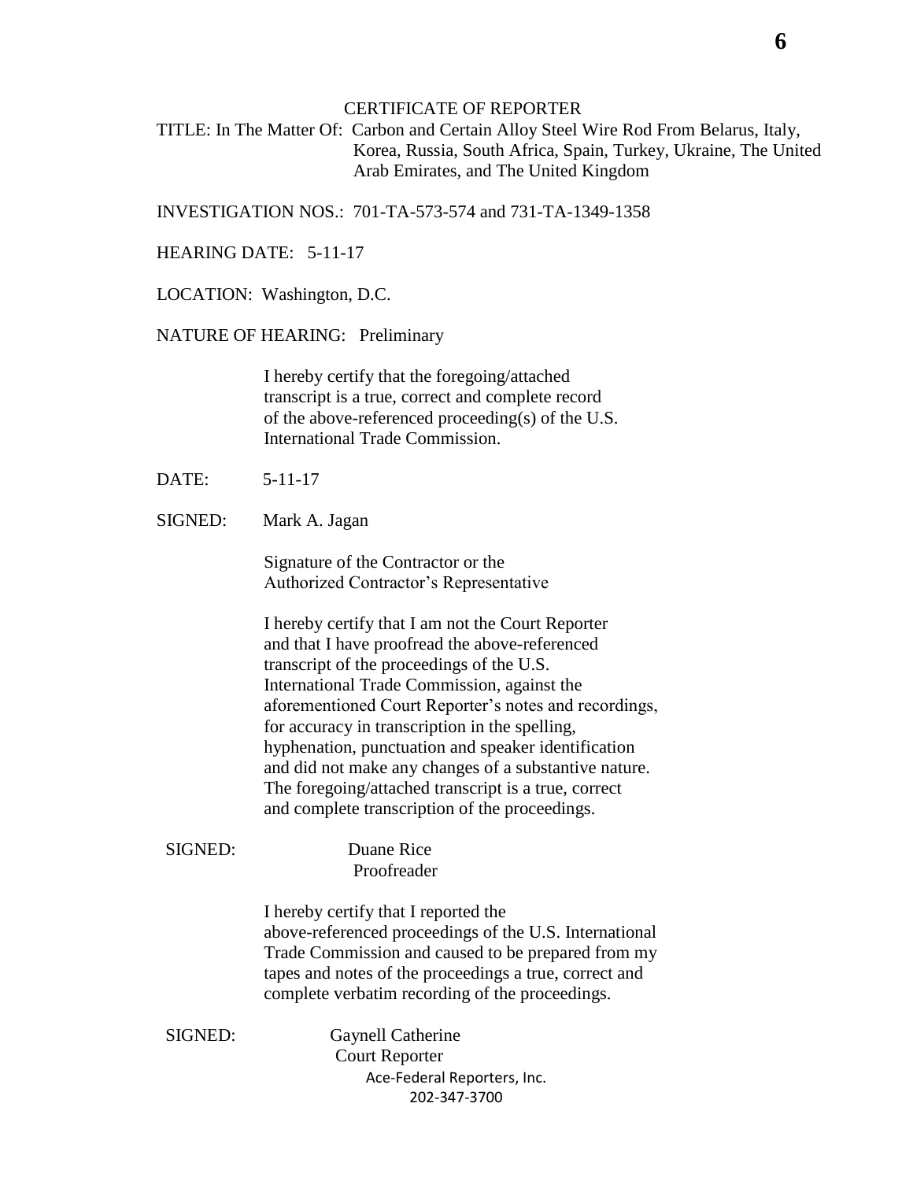CERTIFICATE OF REPORTER

TITLE: In The Matter Of: Carbon and Certain Alloy Steel Wire Rod From Belarus, Italy, Korea, Russia, South Africa, Spain, Turkey, Ukraine, The United Arab Emirates, and The United Kingdom

INVESTIGATION NOS.: 701-TA-573-574 and 731-TA-1349-1358

HEARING DATE: 5-11-17

LOCATION: Washington, D.C.

NATURE OF HEARING: Preliminary

I hereby certify that the foregoing/attached transcript is a true, correct and complete record of the above-referenced proceeding(s) of the U.S. International Trade Commission.

DATE: 5-11-17

SIGNED: Mark A. Jagan

Signature of the Contractor or the Authorized Contractor's Representative

I hereby certify that I am not the Court Reporter and that I have proofread the above-referenced transcript of the proceedings of the U.S. International Trade Commission, against the aforementioned Court Reporter's notes and recordings, for accuracy in transcription in the spelling, hyphenation, punctuation and speaker identification and did not make any changes of a substantive nature. The foregoing/attached transcript is a true, correct and complete transcription of the proceedings.

SIGNED: Duane Rice
Proofreader

I hereby certify that I reported the above-referenced proceedings of the U.S. International Trade Commission and caused to be prepared from my tapes and notes of the proceedings a true, correct and complete verbatim recording of the proceedings.

SIGNED: Gaynell Catherine
Court Reporter